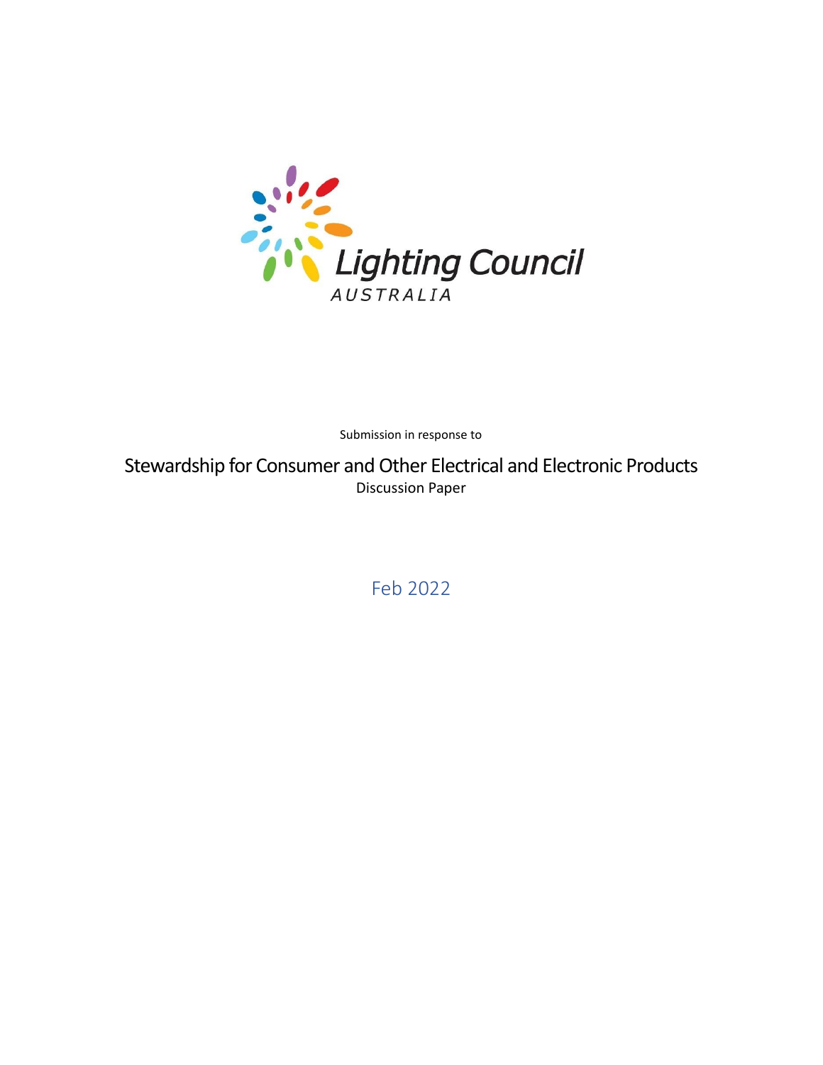Lighting Council

AUSTRALIA

Submission in response to

# Stewardship for Consumer and Other Electrical and Electronic Products

Discussion Paper

Feb 2022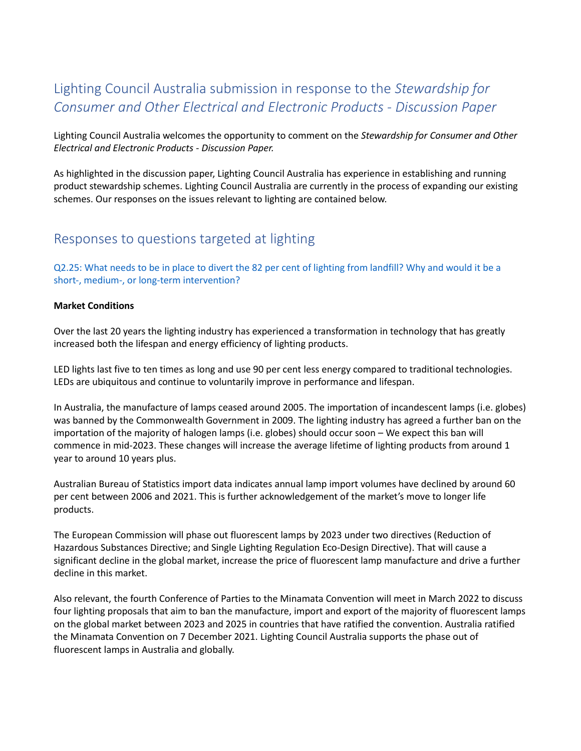# Lighting Council Australia submission in response to the *Stewardship for Consumer and Other Electrical and Electronic Products - Discussion Paper*

Lighting Council Australia welcomes the opportunity to comment on the *Stewardship for Consumer and Other Electrical and Electronic Products - Discussion Paper.*

As highlighted in the discussion paper, Lighting Council Australia has experience in establishing and running product stewardship schemes. Lighting Council Australia are currently in the process of expanding our existing schemes. Our responses on the issues relevant to lighting are contained below.

## Responses to questions targeted at lighting

### Q2.25: What needs to be in place to divert the 82 per cent of lighting from landfill? Why and would it be a short-, medium-, or long-term intervention?

**Market Conditions**

Over the last 20 years the lighting industry has experienced a transformation in technology that has greatly increased both the lifespan and energy efficiency of lighting products.

LED lights last five to ten times as long and use 90 per cent less energy compared to traditional technologies. LEDs are ubiquitous and continue to voluntarily improve in performance and lifespan.

In Australia, the manufacture of lamps ceased around 2005. The importation of incandescent lamps (i.e. globes) was banned by the Commonwealth Government in 2009. The lighting industry has agreed a further ban on the importation of the majority of halogen lamps (i.e. globes) should occur soon – We expect this ban will commence in mid-2023. These changes will increase the average lifetime of lighting products from around 1 year to around 10 years plus.

Australian Bureau of Statistics import data indicates annual lamp import volumes have declined by around 60 per cent between 2006 and 2021. This is further acknowledgement of the market's move to longer life products.

The European Commission will phase out fluorescent lamps by 2023 under two directives (Reduction of Hazardous Substances Directive; and Single Lighting Regulation Eco-Design Directive). That will cause a significant decline in the global market, increase the price of fluorescent lamp manufacture and drive a further decline in this market.

Also relevant, the fourth Conference of Parties to the Minamata Convention will meet in March 2022 to discuss four lighting proposals that aim to ban the manufacture, import and export of the majority of fluorescent lamps on the global market between 2023 and 2025 in countries that have ratified the convention. Australia ratified the Minamata Convention on 7 December 2021. Lighting Council Australia supports the phase out of fluorescent lamps in Australia and globally.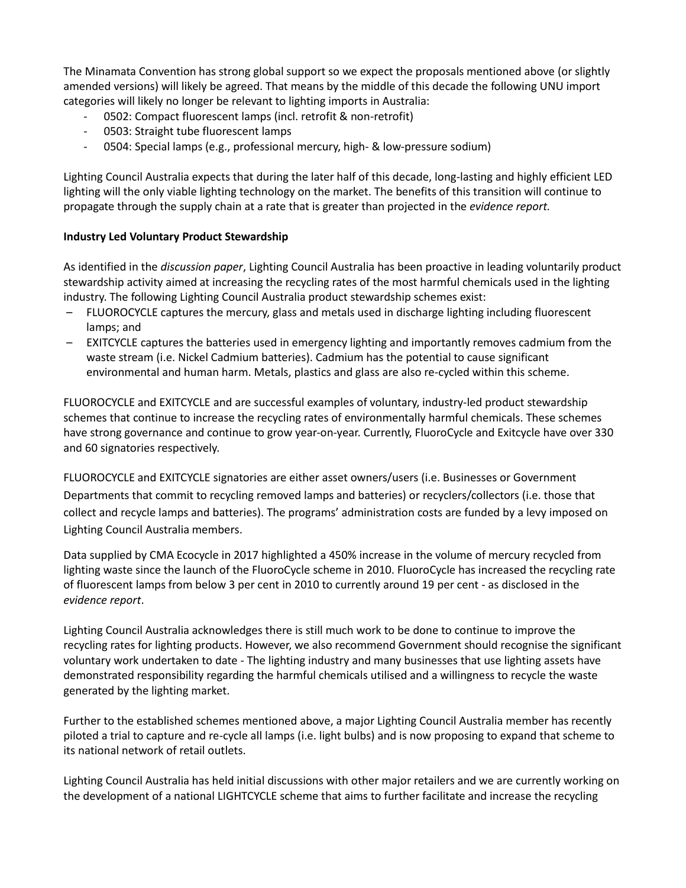The Minamata Convention has strong global support so we expect the proposals mentioned above (or slightly amended versions) will likely be agreed. That means by the middle of this decade the following UNU import categories will likely no longer be relevant to lighting imports in Australia:

- 0502: Compact fluorescent lamps (incl. retrofit & non-retrofit)
- 0503: Straight tube fluorescent lamps
- 0504: Special lamps (e.g., professional mercury, high- & low-pressure sodium)

Lighting Council Australia expects that during the later half of this decade, long-lasting and highly efficient LED lighting will the only viable lighting technology on the market. The benefits of this transition will continue to propagate through the supply chain at a rate that is greater than projected in the *evidence report.*

**Industry Led Voluntary Product Stewardship**

As identified in the *discussion paper*, Lighting Council Australia has been proactive in leading voluntarily product stewardship activity aimed at increasing the recycling rates of the most harmful chemicals used in the lighting industry. The following Lighting Council Australia product stewardship schemes exist:

- FLUOROCYCLE captures the mercury, glass and metals used in discharge lighting including fluorescent lamps; and
- EXITCYCLE captures the batteries used in emergency lighting and importantly removes cadmium from the waste stream (i.e. Nickel Cadmium batteries). Cadmium has the potential to cause significant environmental and human harm. Metals, plastics and glass are also re-cycled within this scheme.

FLUOROCYCLE and EXITCYCLE and are successful examples of voluntary, industry-led product stewardship schemes that continue to increase the recycling rates of environmentally harmful chemicals. These schemes have strong governance and continue to grow year-on-year. Currently, FluoroCycle and Exitcycle have over 330 and 60 signatories respectively.

FLUOROCYCLE and EXITCYCLE signatories are either asset owners/users (i.e. Businesses or Government Departments that commit to recycling removed lamps and batteries) or recyclers/collectors (i.e. those that collect and recycle lamps and batteries). The programs' administration costs are funded by a levy imposed on Lighting Council Australia members.

Data supplied by CMA Ecocycle in 2017 highlighted a 450% increase in the volume of mercury recycled from lighting waste since the launch of the FluoroCycle scheme in 2010. FluoroCycle has increased the recycling rate of fluorescent lamps from below 3 per cent in 2010 to currently around 19 per cent - as disclosed in the *evidence report*.

Lighting Council Australia acknowledges there is still much work to be done to continue to improve the recycling rates for lighting products. However, we also recommend Government should recognise the significant voluntary work undertaken to date - The lighting industry and many businesses that use lighting assets have demonstrated responsibility regarding the harmful chemicals utilised and a willingness to recycle the waste generated by the lighting market.

Further to the established schemes mentioned above, a major Lighting Council Australia member has recently piloted a trial to capture and re-cycle all lamps (i.e. light bulbs) and is now proposing to expand that scheme to its national network of retail outlets.

Lighting Council Australia has held initial discussions with other major retailers and we are currently working on the development of a national LIGHTCYCLE scheme that aims to further facilitate and increase the recycling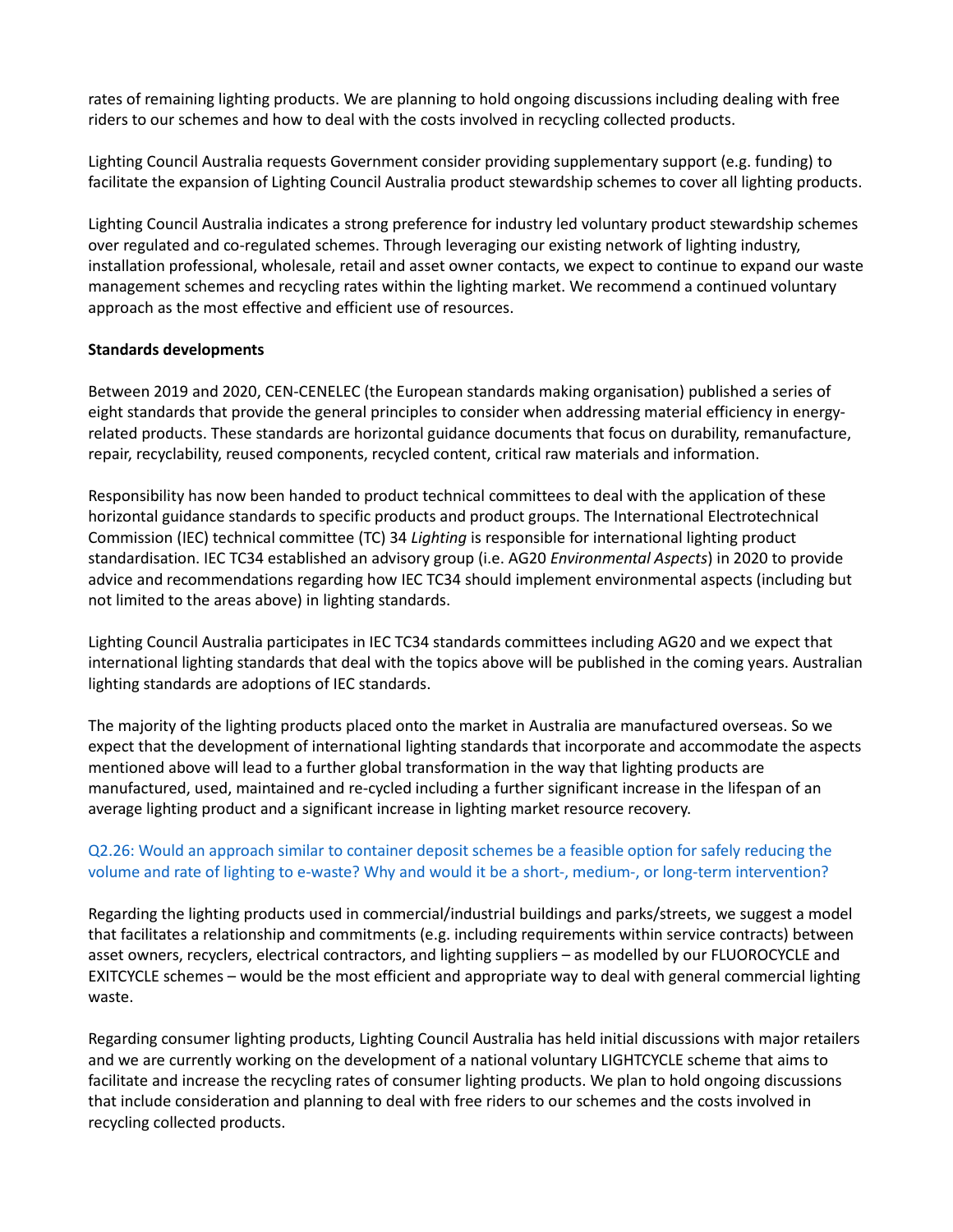rates of remaining lighting products. We are planning to hold ongoing discussions including dealing with free riders to our schemes and how to deal with the costs involved in recycling collected products.

Lighting Council Australia requests Government consider providing supplementary support (e.g. funding) to facilitate the expansion of Lighting Council Australia product stewardship schemes to cover all lighting products.

Lighting Council Australia indicates a strong preference for industry led voluntary product stewardship schemes over regulated and co-regulated schemes. Through leveraging our existing network of lighting industry, installation professional, wholesale, retail and asset owner contacts, we expect to continue to expand our waste management schemes and recycling rates within the lighting market. We recommend a continued voluntary approach as the most effective and efficient use of resources.

**Standards developments**

Between 2019 and 2020, CEN-CENELEC (the European standards making organisation) published a series of eight standards that provide the general principles to consider when addressing material efficiency in energy-related products. These standards are horizontal guidance documents that focus on durability, remanufacture, repair, recyclability, reused components, recycled content, critical raw materials and information.

Responsibility has now been handed to product technical committees to deal with the application of these horizontal guidance standards to specific products and product groups. The International Electrotechnical Commission (IEC) technical committee (TC) 34 *Lighting* is responsible for international lighting product standardisation. IEC TC34 established an advisory group (i.e. AG20 *Environmental Aspects*) in 2020 to provide advice and recommendations regarding how IEC TC34 should implement environmental aspects (including but not limited to the areas above) in lighting standards.

Lighting Council Australia participates in IEC TC34 standards committees including AG20 and we expect that international lighting standards that deal with the topics above will be published in the coming years. Australian lighting standards are adoptions of IEC standards.

The majority of the lighting products placed onto the market in Australia are manufactured overseas. So we expect that the development of international lighting standards that incorporate and accommodate the aspects mentioned above will lead to a further global transformation in the way that lighting products are manufactured, used, maintained and re-cycled including a further significant increase in the lifespan of an average lighting product and a significant increase in lighting market resource recovery.

Q2.26: Would an approach similar to container deposit schemes be a feasible option for safely reducing the volume and rate of lighting to e-waste? Why and would it be a short-, medium-, or long-term intervention?

Regarding the lighting products used in commercial/industrial buildings and parks/streets, we suggest a model that facilitates a relationship and commitments (e.g. including requirements within service contracts) between asset owners, recyclers, electrical contractors, and lighting suppliers – as modelled by our FLUOROCYCLE and EXITCYCLE schemes – would be the most efficient and appropriate way to deal with general commercial lighting waste.

Regarding consumer lighting products, Lighting Council Australia has held initial discussions with major retailers and we are currently working on the development of a national voluntary LIGHTCYCLE scheme that aims to facilitate and increase the recycling rates of consumer lighting products. We plan to hold ongoing discussions that include consideration and planning to deal with free riders to our schemes and the costs involved in recycling collected products.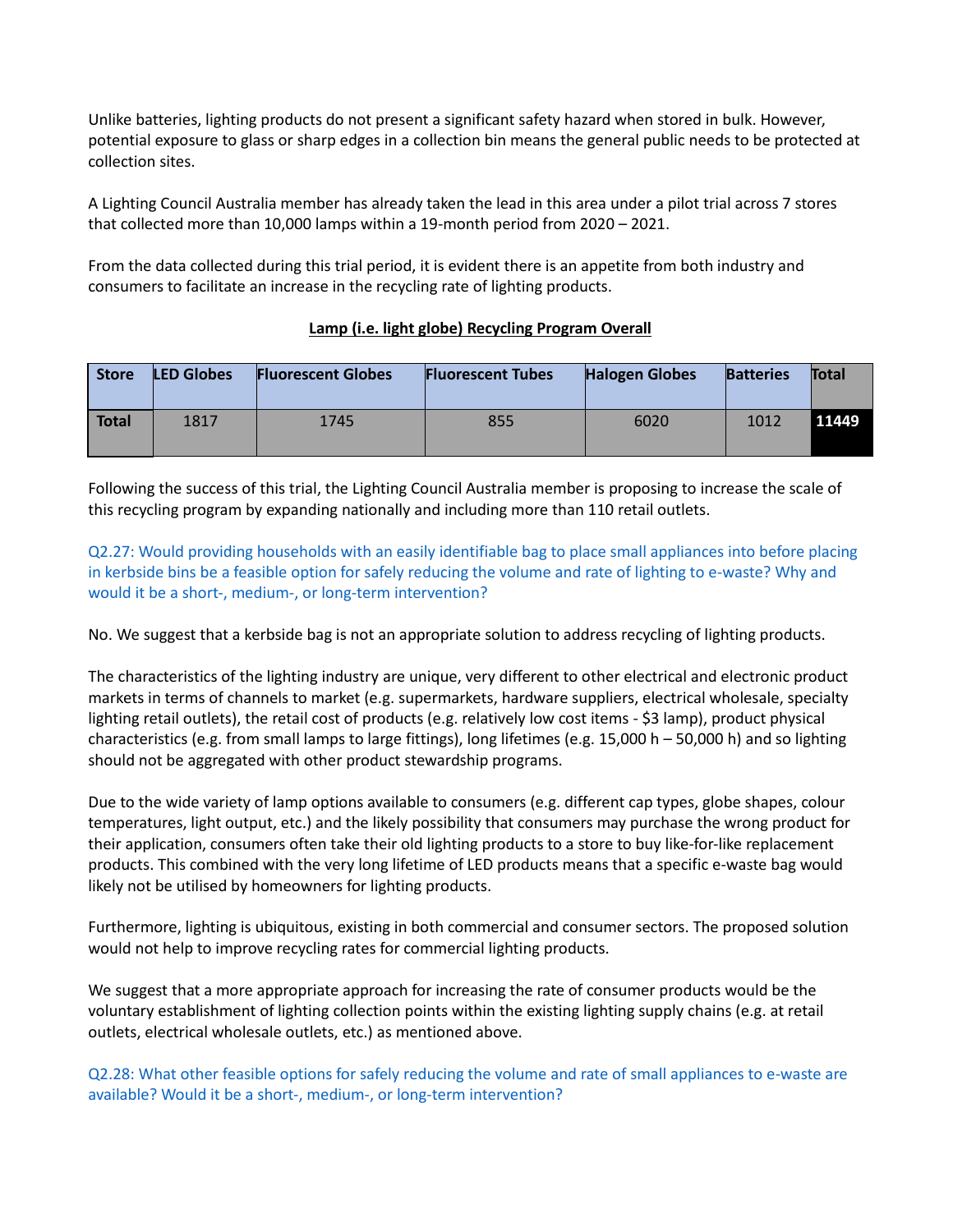Unlike batteries, lighting products do not present a significant safety hazard when stored in bulk. However, potential exposure to glass or sharp edges in a collection bin means the general public needs to be protected at collection sites.

A Lighting Council Australia member has already taken the lead in this area under a pilot trial across 7 stores that collected more than 10,000 lamps within a 19-month period from 2020 – 2021.

From the data collected during this trial period, it is evident there is an appetite from both industry and consumers to facilitate an increase in the recycling rate of lighting products.

**Lamp (i.e. light globe) Recycling Program Overall**

| Store | LED Globes | Fluorescent Globes | Fluorescent Tubes | Halogen Globes | Batteries | Total |
|---|---|---|---|---|---|---|
| **Total** | 1817 | 1745 | 855 | 6020 | 1012 | **11449** |

Following the success of this trial, the Lighting Council Australia member is proposing to increase the scale of this recycling program by expanding nationally and including more than 110 retail outlets.

Q2.27: Would providing households with an easily identifiable bag to place small appliances into before placing in kerbside bins be a feasible option for safely reducing the volume and rate of lighting to e-waste? Why and would it be a short-, medium-, or long-term intervention?

No. We suggest that a kerbside bag is not an appropriate solution to address recycling of lighting products.

The characteristics of the lighting industry are unique, very different to other electrical and electronic product markets in terms of channels to market (e.g. supermarkets, hardware suppliers, electrical wholesale, specialty lighting retail outlets), the retail cost of products (e.g. relatively low cost items - $3 lamp), product physical characteristics (e.g. from small lamps to large fittings), long lifetimes (e.g. 15,000 h – 50,000 h) and so lighting should not be aggregated with other product stewardship programs.

Due to the wide variety of lamp options available to consumers (e.g. different cap types, globe shapes, colour temperatures, light output, etc.) and the likely possibility that consumers may purchase the wrong product for their application, consumers often take their old lighting products to a store to buy like-for-like replacement products. This combined with the very long lifetime of LED products means that a specific e-waste bag would likely not be utilised by homeowners for lighting products.

Furthermore, lighting is ubiquitous, existing in both commercial and consumer sectors. The proposed solution would not help to improve recycling rates for commercial lighting products.

We suggest that a more appropriate approach for increasing the rate of consumer products would be the voluntary establishment of lighting collection points within the existing lighting supply chains (e.g. at retail outlets, electrical wholesale outlets, etc.) as mentioned above.

Q2.28: What other feasible options for safely reducing the volume and rate of small appliances to e-waste are available? Would it be a short-, medium-, or long-term intervention?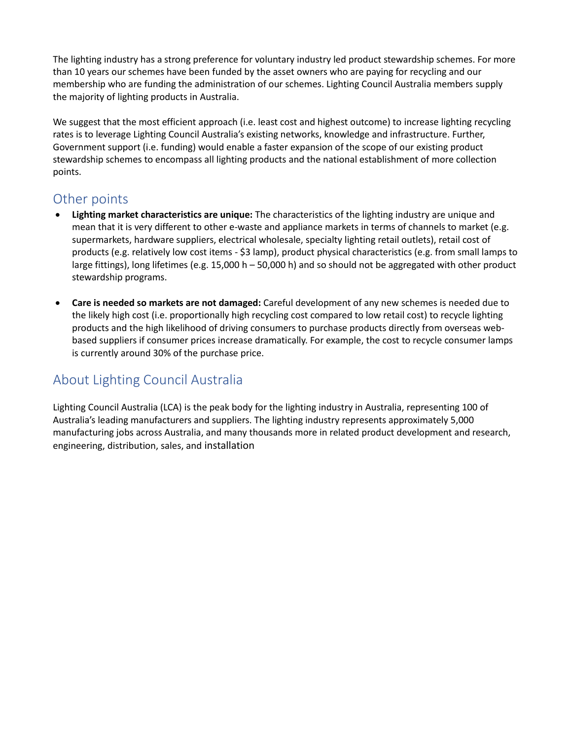The lighting industry has a strong preference for voluntary industry led product stewardship schemes. For more than 10 years our schemes have been funded by the asset owners who are paying for recycling and our membership who are funding the administration of our schemes. Lighting Council Australia members supply the majority of lighting products in Australia.

We suggest that the most efficient approach (i.e. least cost and highest outcome) to increase lighting recycling rates is to leverage Lighting Council Australia's existing networks, knowledge and infrastructure. Further, Government support (i.e. funding) would enable a faster expansion of the scope of our existing product stewardship schemes to encompass all lighting products and the national establishment of more collection points.

## Other points

- **Lighting market characteristics are unique:** The characteristics of the lighting industry are unique and mean that it is very different to other e-waste and appliance markets in terms of channels to market (e.g. supermarkets, hardware suppliers, electrical wholesale, specialty lighting retail outlets), retail cost of products (e.g. relatively low cost items - $3 lamp), product physical characteristics (e.g. from small lamps to large fittings), long lifetimes (e.g. 15,000 h – 50,000 h) and so should not be aggregated with other product stewardship programs.

- **Care is needed so markets are not damaged:** Careful development of any new schemes is needed due to the likely high cost (i.e. proportionally high recycling cost compared to low retail cost) to recycle lighting products and the high likelihood of driving consumers to purchase products directly from overseas web-based suppliers if consumer prices increase dramatically. For example, the cost to recycle consumer lamps is currently around 30% of the purchase price.

## About Lighting Council Australia

Lighting Council Australia (LCA) is the peak body for the lighting industry in Australia, representing 100 of Australia's leading manufacturers and suppliers. The lighting industry represents approximately 5,000 manufacturing jobs across Australia, and many thousands more in related product development and research, engineering, distribution, sales, and installation